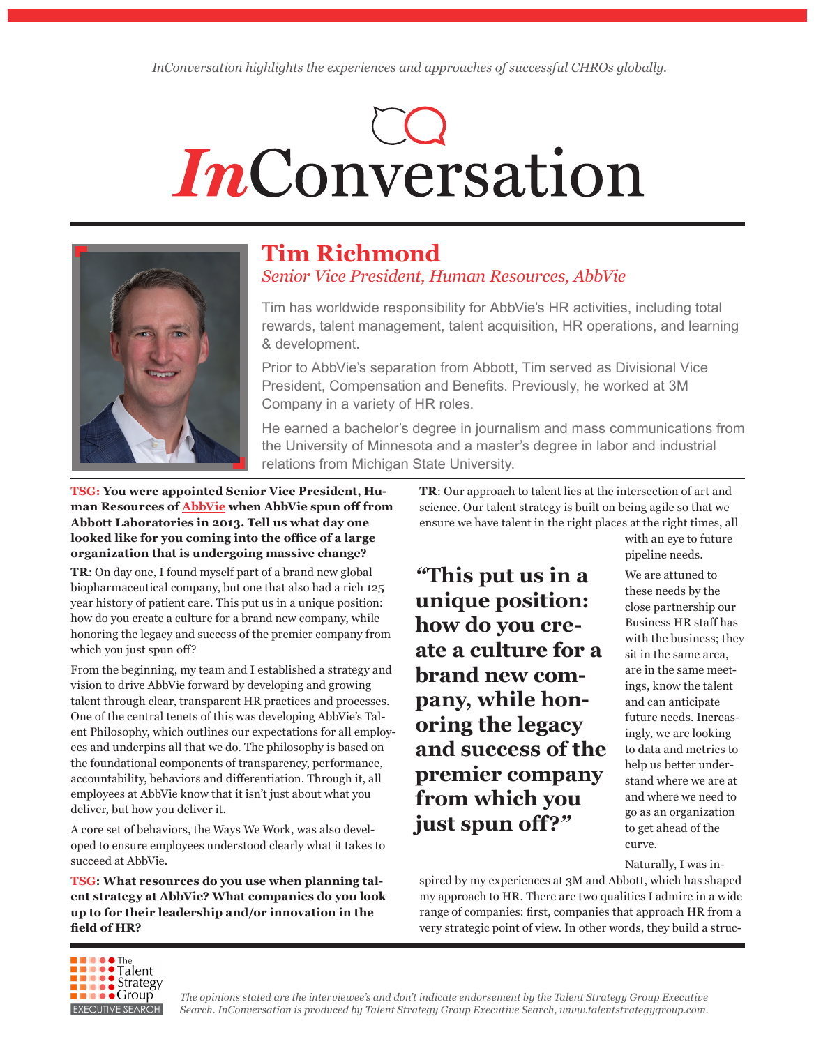*InConversation highlights the experiences and approaches of successful CHROs globally.*

# *In*Conversation

## Tim Richmond

*Senior Vice President, Human Resources, AbbVie*

Tim has worldwide responsibility for AbbVie's HR activities, including total rewards, talent management, talent acquisition, HR operations, and learning & development.

Prior to AbbVie's separation from Abbott, Tim served as Divisional Vice President, Compensation and Benefits. Previously, he worked at 3M Company in a variety of HR roles.

He earned a bachelor's degree in journalism and mass communications from the University of Minnesota and a master's degree in labor and industrial relations from Michigan State University.

**TSG: You were appointed Senior Vice President, Human Resources of AbbVie when AbbVie spun off from Abbott Laboratories in 2013. Tell us what day one looked like for you coming into the office of a large organization that is undergoing massive change?**

**TR**: On day one, I found myself part of a brand new global biopharmaceutical company, but one that also had a rich 125 year history of patient care. This put us in a unique position: how do you create a culture for a brand new company, while honoring the legacy and success of the premier company from which you just spun off?

From the beginning, my team and I established a strategy and vision to drive AbbVie forward by developing and growing talent through clear, transparent HR practices and processes. One of the central tenets of this was developing AbbVie's Talent Philosophy, which outlines our expectations for all employees and underpins all that we do. The philosophy is based on the foundational components of transparency, performance, accountability, behaviors and differentiation. Through it, all employees at AbbVie know that it isn't just about what you deliver, but how you deliver it.

A core set of behaviors, the Ways We Work, was also developed to ensure employees understood clearly what it takes to succeed at AbbVie.

**TSG: What resources do you use when planning talent strategy at AbbVie? What companies do you look up to for their leadership and/or innovation in the field of HR?**

**TR**: Our approach to talent lies at the intersection of art and science. Our talent strategy is built on being agile so that we ensure we have talent in the right places at the right times, all with an eye to future pipeline needs.

> **"This put us in a unique position: how do you create a culture for a brand new company, while honoring the legacy and success of the premier company from which you just spun off?"**

We are attuned to these needs by the close partnership our Business HR staff has with the business; they sit in the same area, are in the same meetings, know the talent and can anticipate future needs. Increasingly, we are looking to data and metrics to help us better understand where we are at and where we need to go as an organization to get ahead of the curve.

Naturally, I was inspired by my experiences at 3M and Abbott, which has shaped my approach to HR. There are two qualities I admire in a wide range of companies: first, companies that approach HR from a very strategic point of view. In other words, they build a struc-

*The opinions stated are the interviewee's and don't indicate endorsement by the Talent Strategy Group Executive Search. InConversation is produced by Talent Strategy Group Executive Search, www.talentstrategygroup.com.*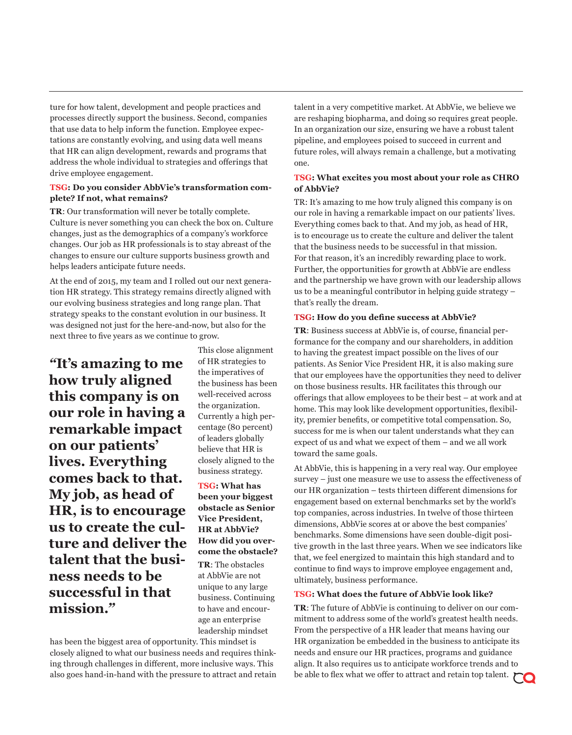ture for how talent, development and people practices and processes directly support the business. Second, companies that use data to help inform the function. Employee expectations are constantly evolving, and using data well means that HR can align development, rewards and programs that address the whole individual to strategies and offerings that drive employee engagement.

**TSG: Do you consider AbbVie's transformation complete? If not, what remains?**

**TR**: Our transformation will never be totally complete. Culture is never something you can check the box on. Culture changes, just as the demographics of a company's workforce changes. Our job as HR professionals is to stay abreast of the changes to ensure our culture supports business growth and helps leaders anticipate future needs.

At the end of 2015, my team and I rolled out our next generation HR strategy. This strategy remains directly aligned with our evolving business strategies and long range plan. That strategy speaks to the constant evolution in our business. It was designed not just for the here-and-now, but also for the next three to five years as we continue to grow.

> **"It's amazing to me how truly aligned this company is on our role in having a remarkable impact on our patients' lives. Everything comes back to that. My job, as head of HR, is to encourage us to create the culture and deliver the talent that the business needs to be successful in that mission."**

This close alignment of HR strategies to the imperatives of the business has been well-received across the organization. Currently a high percentage (80 percent) of leaders globally believe that HR is closely aligned to the business strategy.

**TSG: What has been your biggest obstacle as Senior Vice President, HR at AbbVie? How did you overcome the obstacle?**

**TR**: The obstacles at AbbVie are not unique to any large business. Continuing to have and encourage an enterprise leadership mindset has been the biggest area of opportunity. This mindset is closely aligned to what our business needs and requires thinking through challenges in different, more inclusive ways. This also goes hand-in-hand with the pressure to attract and retain talent in a very competitive market. At AbbVie, we believe we are reshaping biopharma, and doing so requires great people. In an organization our size, ensuring we have a robust talent pipeline, and employees poised to succeed in current and future roles, will always remain a challenge, but a motivating one.

**TSG: What excites you most about your role as CHRO of AbbVie?**

TR: It's amazing to me how truly aligned this company is on our role in having a remarkable impact on our patients' lives. Everything comes back to that. And my job, as head of HR, is to encourage us to create the culture and deliver the talent that the business needs to be successful in that mission. For that reason, it's an incredibly rewarding place to work. Further, the opportunities for growth at AbbVie are endless and the partnership we have grown with our leadership allows us to be a meaningful contributor in helping guide strategy – that's really the dream.

**TSG: How do you define success at AbbVie?**

**TR**: Business success at AbbVie is, of course, financial performance for the company and our shareholders, in addition to having the greatest impact possible on the lives of our patients. As Senior Vice President HR, it is also making sure that our employees have the opportunities they need to deliver on those business results. HR facilitates this through our offerings that allow employees to be their best – at work and at home. This may look like development opportunities, flexibility, premier benefits, or competitive total compensation. So, success for me is when our talent understands what they can expect of us and what we expect of them – and we all work toward the same goals.

At AbbVie, this is happening in a very real way. Our employee survey – just one measure we use to assess the effectiveness of our HR organization – tests thirteen different dimensions for engagement based on external benchmarks set by the world's top companies, across industries. In twelve of those thirteen dimensions, AbbVie scores at or above the best companies' benchmarks. Some dimensions have seen double-digit positive growth in the last three years. When we see indicators like that, we feel energized to maintain this high standard and to continue to find ways to improve employee engagement and, ultimately, business performance.

**TSG: What does the future of AbbVie look like?**

**TR**: The future of AbbVie is continuing to deliver on our commitment to address some of the world's greatest health needs. From the perspective of a HR leader that means having our HR organization be embedded in the business to anticipate its needs and ensure our HR practices, programs and guidance align. It also requires us to anticipate workforce trends and to be able to flex what we offer to attract and retain top talent.